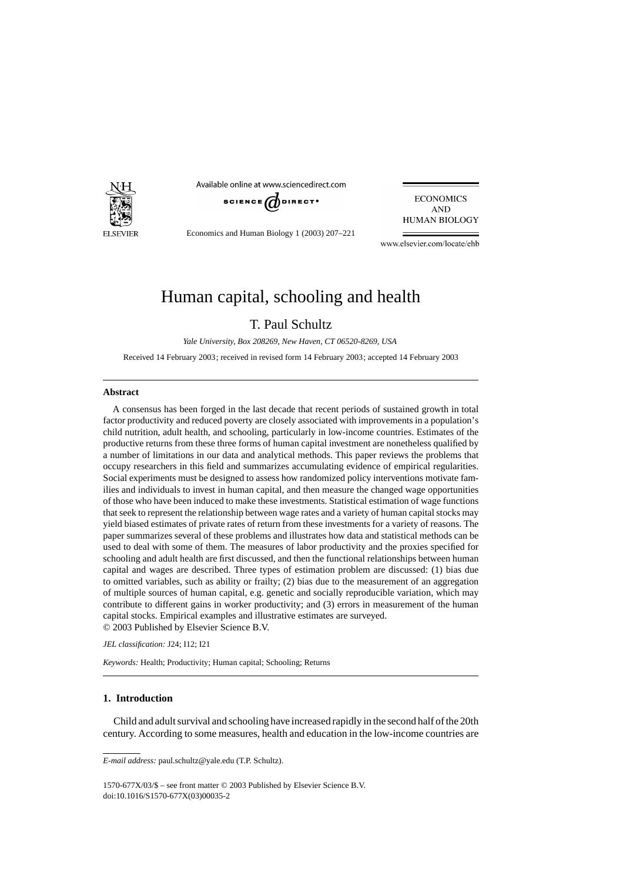# Human capital, schooling and health

T. Paul Schultz

*Yale University, Box 208269, New Haven, CT 06520-8269, USA*

Received 14 February 2003; received in revised form 14 February 2003; accepted 14 February 2003

---

## Abstract

A consensus has been forged in the last decade that recent periods of sustained growth in total factor productivity and reduced poverty are closely associated with improvements in a population's child nutrition, adult health, and schooling, particularly in low-income countries. Estimates of the productive returns from these three forms of human capital investment are nonetheless qualified by a number of limitations in our data and analytical methods. This paper reviews the problems that occupy researchers in this field and summarizes accumulating evidence of empirical regularities. Social experiments must be designed to assess how randomized policy interventions motivate families and individuals to invest in human capital, and then measure the changed wage opportunities of those who have been induced to make these investments. Statistical estimation of wage functions that seek to represent the relationship between wage rates and a variety of human capital stocks may yield biased estimates of private rates of return from these investments for a variety of reasons. The paper summarizes several of these problems and illustrates how data and statistical methods can be used to deal with some of them. The measures of labor productivity and the proxies specified for schooling and adult health are first discussed, and then the functional relationships between human capital and wages are described. Three types of estimation problem are discussed: (1) bias due to omitted variables, such as ability or frailty; (2) bias due to the measurement of an aggregation of multiple sources of human capital, e.g. genetic and socially reproducible variation, which may contribute to different gains in worker productivity; and (3) errors in measurement of the human capital stocks. Empirical examples and illustrative estimates are surveyed.
© 2003 Published by Elsevier Science B.V.

*JEL classification:* J24; I12; I21

*Keywords:* Health; Productivity; Human capital; Schooling; Returns

---

## 1. Introduction

Child and adult survival and schooling have increased rapidly in the second half of the 20th century. According to some measures, health and education in the low-income countries are

---

*E-mail address:* paul.schultz@yale.edu (T.P. Schultz).

1570-677X/03/$ – see front matter © 2003 Published by Elsevier Science B.V.
doi:10.1016/S1570-677X(03)00035-2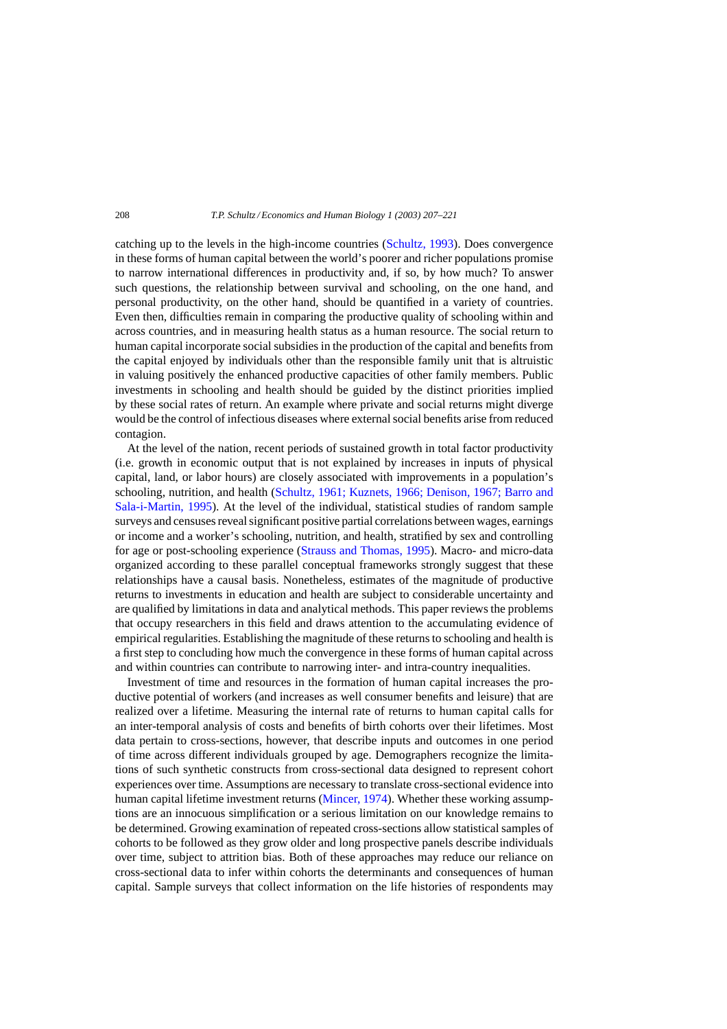catching up to the levels in the high-income countries (Schultz, 1993). Does convergence in these forms of human capital between the world's poorer and richer populations promise to narrow international differences in productivity and, if so, by how much? To answer such questions, the relationship between survival and schooling, on the one hand, and personal productivity, on the other hand, should be quantified in a variety of countries. Even then, difficulties remain in comparing the productive quality of schooling within and across countries, and in measuring health status as a human resource. The social return to human capital incorporate social subsidies in the production of the capital and benefits from the capital enjoyed by individuals other than the responsible family unit that is altruistic in valuing positively the enhanced productive capacities of other family members. Public investments in schooling and health should be guided by the distinct priorities implied by these social rates of return. An example where private and social returns might diverge would be the control of infectious diseases where external social benefits arise from reduced contagion.

At the level of the nation, recent periods of sustained growth in total factor productivity (i.e. growth in economic output that is not explained by increases in inputs of physical capital, land, or labor hours) are closely associated with improvements in a population's schooling, nutrition, and health (Schultz, 1961; Kuznets, 1966; Denison, 1967; Barro and Sala-i-Martin, 1995). At the level of the individual, statistical studies of random sample surveys and censuses reveal significant positive partial correlations between wages, earnings or income and a worker's schooling, nutrition, and health, stratified by sex and controlling for age or post-schooling experience (Strauss and Thomas, 1995). Macro- and micro-data organized according to these parallel conceptual frameworks strongly suggest that these relationships have a causal basis. Nonetheless, estimates of the magnitude of productive returns to investments in education and health are subject to considerable uncertainty and are qualified by limitations in data and analytical methods. This paper reviews the problems that occupy researchers in this field and draws attention to the accumulating evidence of empirical regularities. Establishing the magnitude of these returns to schooling and health is a first step to concluding how much the convergence in these forms of human capital across and within countries can contribute to narrowing inter- and intra-country inequalities.

Investment of time and resources in the formation of human capital increases the productive potential of workers (and increases as well consumer benefits and leisure) that are realized over a lifetime. Measuring the internal rate of returns to human capital calls for an inter-temporal analysis of costs and benefits of birth cohorts over their lifetimes. Most data pertain to cross-sections, however, that describe inputs and outcomes in one period of time across different individuals grouped by age. Demographers recognize the limitations of such synthetic constructs from cross-sectional data designed to represent cohort experiences over time. Assumptions are necessary to translate cross-sectional evidence into human capital lifetime investment returns (Mincer, 1974). Whether these working assumptions are an innocuous simplification or a serious limitation on our knowledge remains to be determined. Growing examination of repeated cross-sections allow statistical samples of cohorts to be followed as they grow older and long prospective panels describe individuals over time, subject to attrition bias. Both of these approaches may reduce our reliance on cross-sectional data to infer within cohorts the determinants and consequences of human capital. Sample surveys that collect information on the life histories of respondents may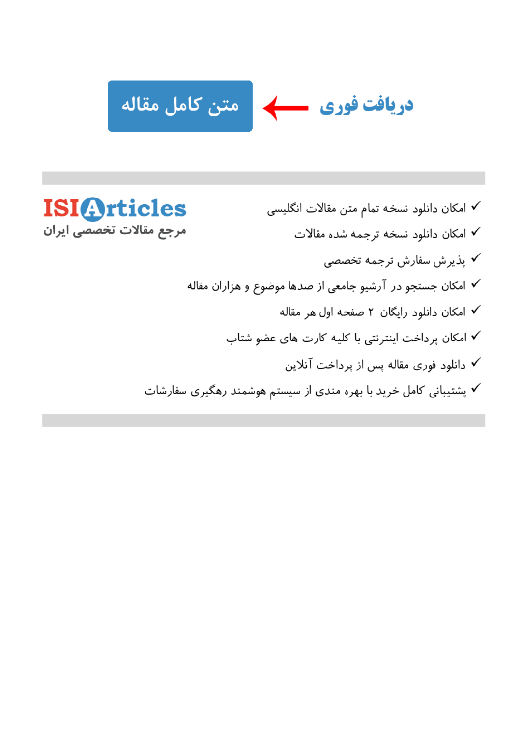دریافت فوری ← متن کامل مقاله

**ISIArticles**
مرجع مقالات تخصصی ایران

- ✓ امکان دانلود نسخه تمام متن مقالات انگلیسی
- ✓ امکان دانلود نسخه ترجمه شده مقالات
- ✓ پذیرش سفارش ترجمه تخصصی
- ✓ امکان جستجو در آرشیو جامعی از صدها موضوع و هزاران مقاله
- ✓ امکان دانلود رایگان ۲ صفحه اول هر مقاله
- ✓ امکان پرداخت اینترنتی با کلیه کارت های عضو شتاب
- ✓ دانلود فوری مقاله پس از پرداخت آنلاین
- ✓ پشتیبانی کامل خرید با بهره مندی از سیستم هوشمند رهگیری سفارشات